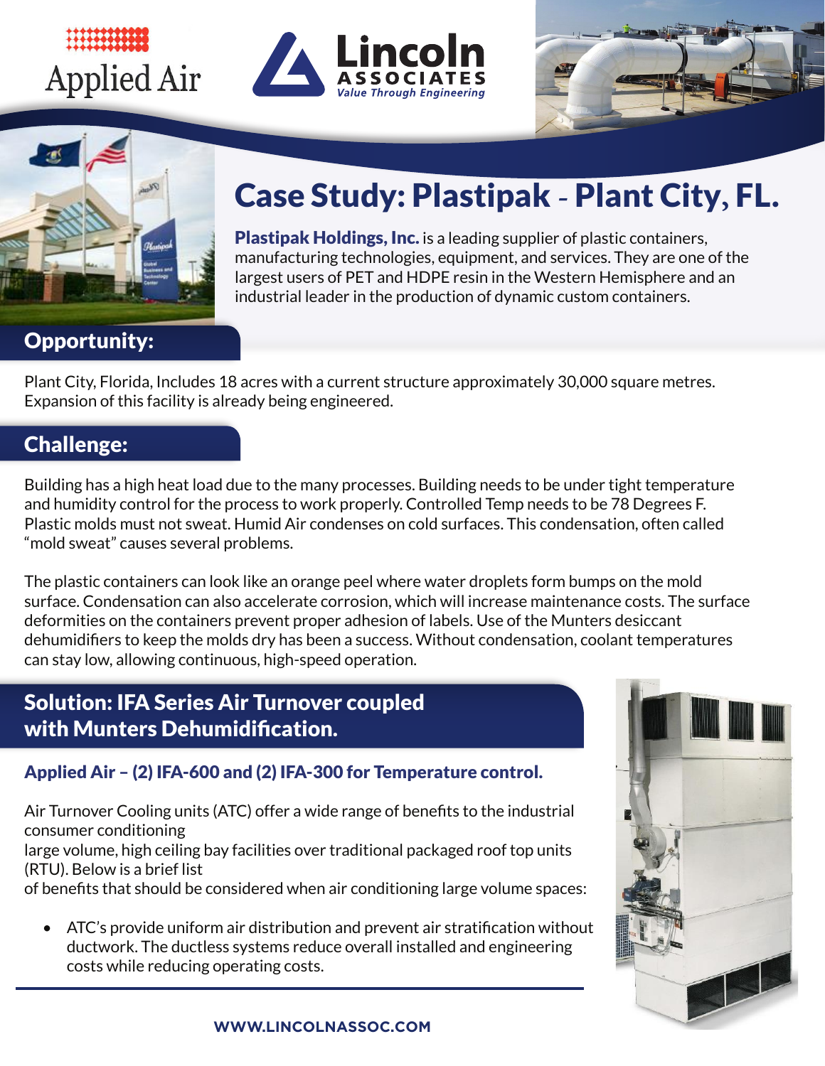Applied Air

Lincoln ASSOCIATES *Value Through Engineering*

# Case Study: Plastipak - Plant City, FL.

**Plastipak Holdings, Inc.** is a leading supplier of plastic containers, manufacturing technologies, equipment, and services. They are one of the largest users of PET and HDPE resin in the Western Hemisphere and an industrial leader in the production of dynamic custom containers.

## Opportunity:

Plant City, Florida, Includes 18 acres with a current structure approximately 30,000 square metres. Expansion of this facility is already being engineered.

## Challenge:

Building has a high heat load due to the many processes. Building needs to be under tight temperature and humidity control for the process to work properly. Controlled Temp needs to be 78 Degrees F. Plastic molds must not sweat. Humid Air condenses on cold surfaces. This condensation, often called "mold sweat" causes several problems.

The plastic containers can look like an orange peel where water droplets form bumps on the mold surface. Condensation can also accelerate corrosion, which will increase maintenance costs. The surface deformities on the containers prevent proper adhesion of labels. Use of the Munters desiccant dehumidifiers to keep the molds dry has been a success. Without condensation, coolant temperatures can stay low, allowing continuous, high-speed operation.

## Solution: IFA Series Air Turnover coupled with Munters Dehumidification.

### Applied Air – (2) IFA-600 and (2) IFA-300 for Temperature control.

Air Turnover Cooling units (ATC) offer a wide range of benefits to the industrial consumer conditioning large volume, high ceiling bay facilities over traditional packaged roof top units (RTU). Below is a brief list of benefits that should be considered when air conditioning large volume spaces:

- ATC's provide uniform air distribution and prevent air stratification without ductwork. The ductless systems reduce overall installed and engineering costs while reducing operating costs.

WWW.LINCOLNASSOC.COM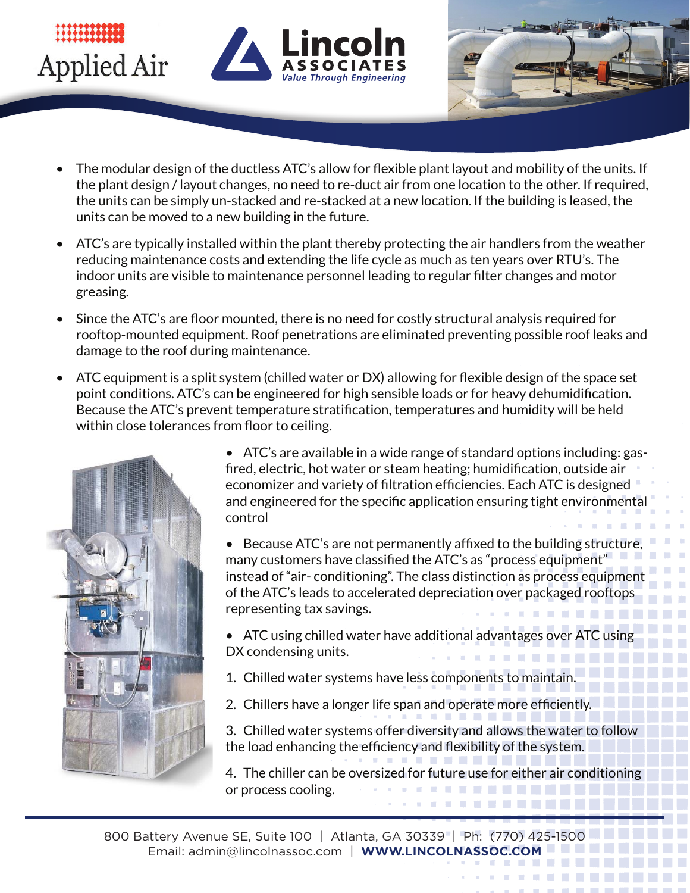- The modular design of the ductless ATC's allow for flexible plant layout and mobility of the units. If the plant design / layout changes, no need to re-duct air from one location to the other. If required, the units can be simply un-stacked and re-stacked at a new location. If the building is leased, the units can be moved to a new building in the future.
- ATC's are typically installed within the plant thereby protecting the air handlers from the weather reducing maintenance costs and extending the life cycle as much as ten years over RTU's. The indoor units are visible to maintenance personnel leading to regular filter changes and motor greasing.
- Since the ATC's are floor mounted, there is no need for costly structural analysis required for rooftop-mounted equipment. Roof penetrations are eliminated preventing possible roof leaks and damage to the roof during maintenance.
- ATC equipment is a split system (chilled water or DX) allowing for flexible design of the space set point conditions. ATC's can be engineered for high sensible loads or for heavy dehumidification. Because the ATC's prevent temperature stratification, temperatures and humidity will be held within close tolerances from floor to ceiling.
- ATC's are available in a wide range of standard options including: gas-fired, electric, hot water or steam heating; humidification, outside air economizer and variety of filtration efficiencies. Each ATC is designed and engineered for the specific application ensuring tight environmental control
- Because ATC's are not permanently affixed to the building structure, many customers have classified the ATC's as "process equipment" instead of "air- conditioning". The class distinction as process equipment of the ATC's leads to accelerated depreciation over packaged rooftops representing tax savings.
- ATC using chilled water have additional advantages over ATC using DX condensing units.

1. Chilled water systems have less components to maintain.
2. Chillers have a longer life span and operate more efficiently.
3. Chilled water systems offer diversity and allows the water to follow the load enhancing the efficiency and flexibility of the system.
4. The chiller can be oversized for future use for either air conditioning or process cooling.

800 Battery Avenue SE, Suite 100 | Atlanta, GA 30339 | Ph: (770) 425-1500
Email: admin@lincolnassoc.com | **WWW.LINCOLNASSOC.COM**